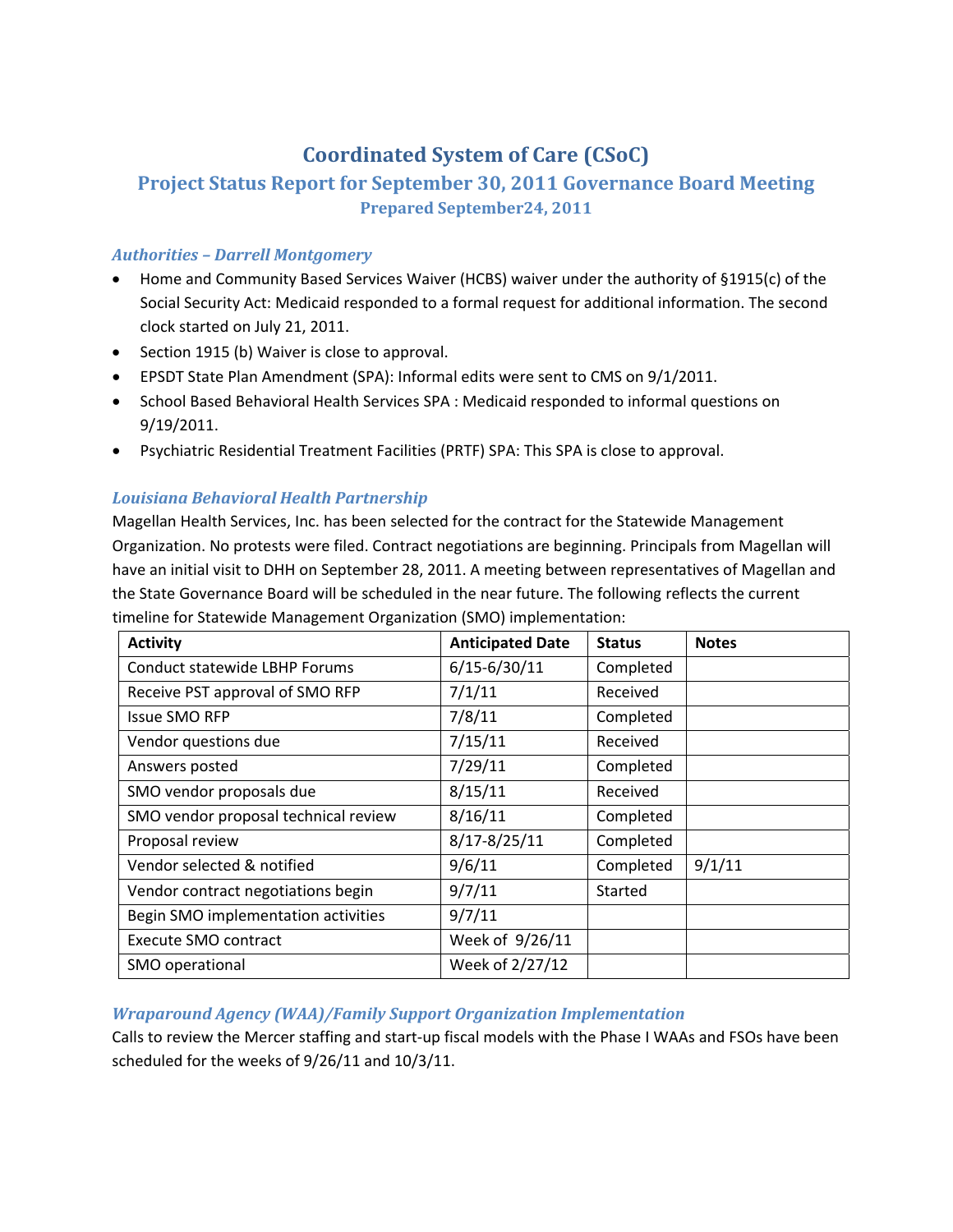# Coordinated System of Care (CSoC)

## Project Status Report for September 30, 2011 Governance Board Meeting

### Prepared September24, 2011

### *Authorities – Darrell Montgomery*

- Home and Community Based Services Waiver (HCBS) waiver under the authority of §1915(c) of the Social Security Act: Medicaid responded to a formal request for additional information. The second clock started on July 21, 2011.
- Section 1915 (b) Waiver is close to approval.
- EPSDT State Plan Amendment (SPA): Informal edits were sent to CMS on 9/1/2011.
- School Based Behavioral Health Services SPA : Medicaid responded to informal questions on 9/19/2011.
- Psychiatric Residential Treatment Facilities (PRTF) SPA: This SPA is close to approval.

### *Louisiana Behavioral Health Partnership*

Magellan Health Services, Inc. has been selected for the contract for the Statewide Management Organization. No protests were filed. Contract negotiations are beginning. Principals from Magellan will have an initial visit to DHH on September 28, 2011. A meeting between representatives of Magellan and the State Governance Board will be scheduled in the near future. The following reflects the current timeline for Statewide Management Organization (SMO) implementation:

| Activity | Anticipated Date | Status | Notes |
|---|---|---|---|
| Conduct statewide LBHP Forums | 6/15-6/30/11 | Completed | |
| Receive PST approval of SMO RFP | 7/1/11 | Received | |
| Issue SMO RFP | 7/8/11 | Completed | |
| Vendor questions due | 7/15/11 | Received | |
| Answers posted | 7/29/11 | Completed | |
| SMO vendor proposals due | 8/15/11 | Received | |
| SMO vendor proposal technical review | 8/16/11 | Completed | |
| Proposal review | 8/17-8/25/11 | Completed | |
| Vendor selected & notified | 9/6/11 | Completed | 9/1/11 |
| Vendor contract negotiations begin | 9/7/11 | Started | |
| Begin SMO implementation activities | 9/7/11 | | |
| Execute SMO contract | Week of 9/26/11 | | |
| SMO operational | Week of 2/27/12 | | |

### *Wraparound Agency (WAA)/Family Support Organization Implementation*

Calls to review the Mercer staffing and start-up fiscal models with the Phase I WAAs and FSOs have been scheduled for the weeks of 9/26/11 and 10/3/11.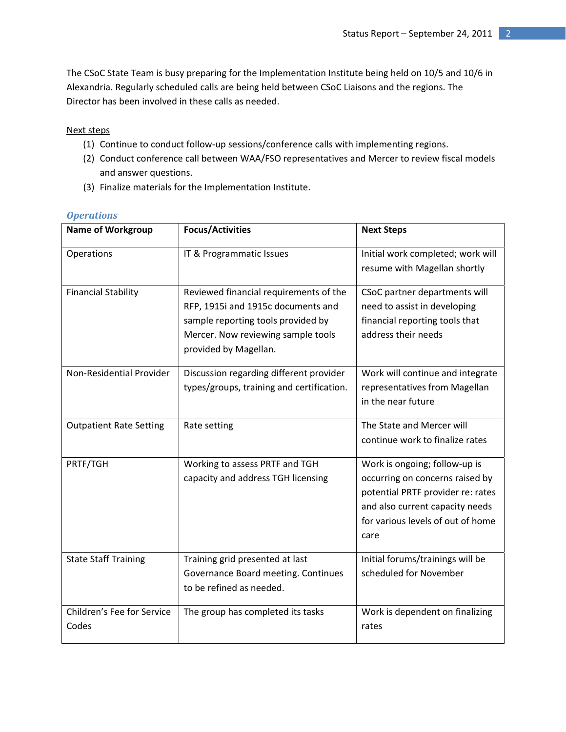The CSoC State Team is busy preparing for the Implementation Institute being held on 10/5 and 10/6 in Alexandria. Regularly scheduled calls are being held between CSoC Liaisons and the regions. The Director has been involved in these calls as needed.

Next steps

(1) Continue to conduct follow-up sessions/conference calls with implementing regions.
(2) Conduct conference call between WAA/FSO representatives and Mercer to review fiscal models and answer questions.
(3) Finalize materials for the Implementation Institute.

### *Operations*

| Name of Workgroup | Focus/Activities | Next Steps |
|---|---|---|
| Operations | IT & Programmatic Issues | Initial work completed; work will resume with Magellan shortly |
| Financial Stability | Reviewed financial requirements of the RFP, 1915i and 1915c documents and sample reporting tools provided by Mercer. Now reviewing sample tools provided by Magellan. | CSoC partner departments will need to assist in developing financial reporting tools that address their needs |
| Non-Residential Provider | Discussion regarding different provider types/groups, training and certification. | Work will continue and integrate representatives from Magellan in the near future |
| Outpatient Rate Setting | Rate setting | The State and Mercer will continue work to finalize rates |
| PRTF/TGH | Working to assess PRTF and TGH capacity and address TGH licensing | Work is ongoing; follow-up is occurring on concerns raised by potential PRTF provider re: rates and also current capacity needs for various levels of out of home care |
| State Staff Training | Training grid presented at last Governance Board meeting. Continues to be refined as needed. | Initial forums/trainings will be scheduled for November |
| Children's Fee for Service Codes | The group has completed its tasks | Work is dependent on finalizing rates |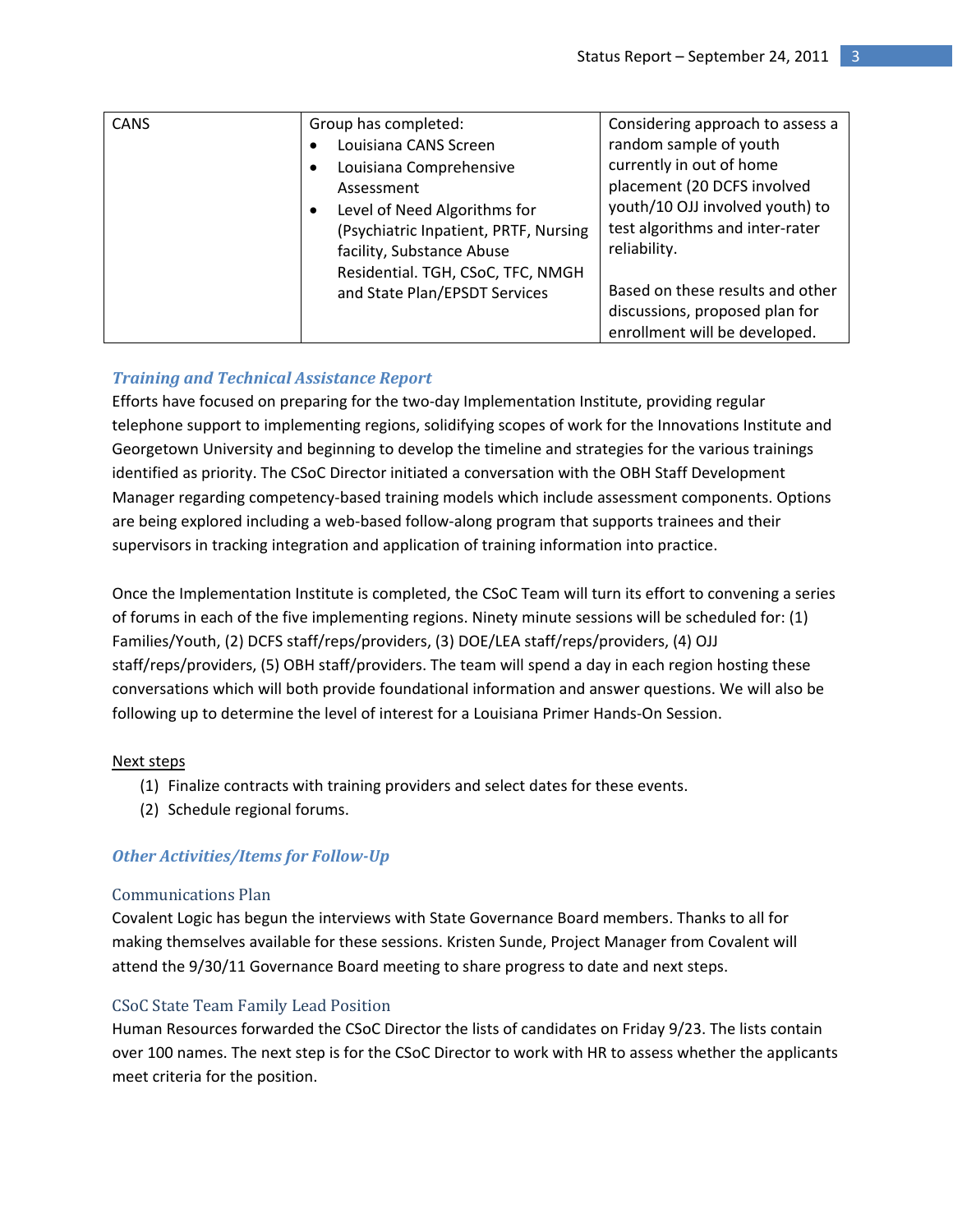| | | |
|---|---|---|
| CANS | Group has completed:<br>• Louisiana CANS Screen<br>• Louisiana Comprehensive Assessment<br>• Level of Need Algorithms for (Psychiatric Inpatient, PRTF, Nursing facility, Substance Abuse Residential. TGH, CSoC, TFC, NMGH and State Plan/EPSDT Services | Considering approach to assess a random sample of youth currently in out of home placement (20 DCFS involved youth/10 OJJ involved youth) to test algorithms and inter-rater reliability.<br><br>Based on these results and other discussions, proposed plan for enrollment will be developed. |

## *Training and Technical Assistance Report*

Efforts have focused on preparing for the two-day Implementation Institute, providing regular telephone support to implementing regions, solidifying scopes of work for the Innovations Institute and Georgetown University and beginning to develop the timeline and strategies for the various trainings identified as priority. The CSoC Director initiated a conversation with the OBH Staff Development Manager regarding competency-based training models which include assessment components. Options are being explored including a web-based follow-along program that supports trainees and their supervisors in tracking integration and application of training information into practice.

Once the Implementation Institute is completed, the CSoC Team will turn its effort to convening a series of forums in each of the five implementing regions. Ninety minute sessions will be scheduled for: (1) Families/Youth, (2) DCFS staff/reps/providers, (3) DOE/LEA staff/reps/providers, (4) OJJ staff/reps/providers, (5) OBH staff/providers. The team will spend a day in each region hosting these conversations which will both provide foundational information and answer questions. We will also be following up to determine the level of interest for a Louisiana Primer Hands-On Session.

Next steps

(1) Finalize contracts with training providers and select dates for these events.
(2) Schedule regional forums.

## *Other Activities/Items for Follow-Up*

### Communications Plan

Covalent Logic has begun the interviews with State Governance Board members. Thanks to all for making themselves available for these sessions. Kristen Sunde, Project Manager from Covalent will attend the 9/30/11 Governance Board meeting to share progress to date and next steps.

### CSoC State Team Family Lead Position

Human Resources forwarded the CSoC Director the lists of candidates on Friday 9/23. The lists contain over 100 names. The next step is for the CSoC Director to work with HR to assess whether the applicants meet criteria for the position.